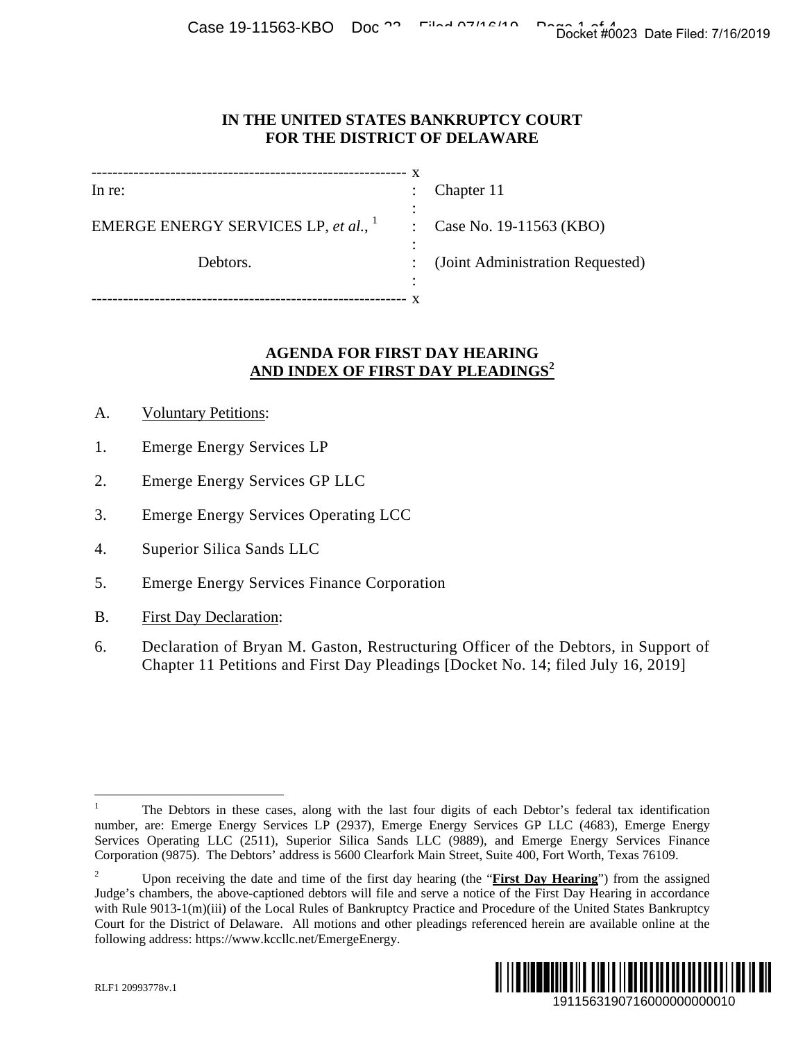# IN THE UNITED STATES BANKRUPTCY COURT FOR THE DISTRICT OF DELAWARE

| | | |
|---|---|---|
| In re: | : | Chapter 11 |
| EMERGE ENERGY SERVICES LP, *et al.*,[1] | : | Case No. 19-11563 (KBO) |
| Debtors. | : | (Joint Administration Requested) |

## AGENDA FOR FIRST DAY HEARING AND INDEX OF FIRST DAY PLEADINGS[2]

A. Voluntary Petitions:

1. Emerge Energy Services LP

2. Emerge Energy Services GP LLC

3. Emerge Energy Services Operating LCC

4. Superior Silica Sands LLC

5. Emerge Energy Services Finance Corporation

B. First Day Declaration:

6. Declaration of Bryan M. Gaston, Restructuring Officer of the Debtors, in Support of Chapter 11 Petitions and First Day Pleadings [Docket No. 14; filed July 16, 2019]

---

[1] The Debtors in these cases, along with the last four digits of each Debtor's federal tax identification number, are: Emerge Energy Services LP (2937), Emerge Energy Services GP LLC (4683), Emerge Energy Services Operating LLC (2511), Superior Silica Sands LLC (9889), and Emerge Energy Services Finance Corporation (9875). The Debtors' address is 5600 Clearfork Main Street, Suite 400, Fort Worth, Texas 76109.

[2] Upon receiving the date and time of the first day hearing (the "**First Day Hearing**") from the assigned Judge's chambers, the above-captioned debtors will file and serve a notice of the First Day Hearing in accordance with Rule 9013-1(m)(iii) of the Local Rules of Bankruptcy Practice and Procedure of the United States Bankruptcy Court for the District of Delaware. All motions and other pleadings referenced herein are available online at the following address: https://www.kccllc.net/EmergeEnergy.

RLF1 20993778v.1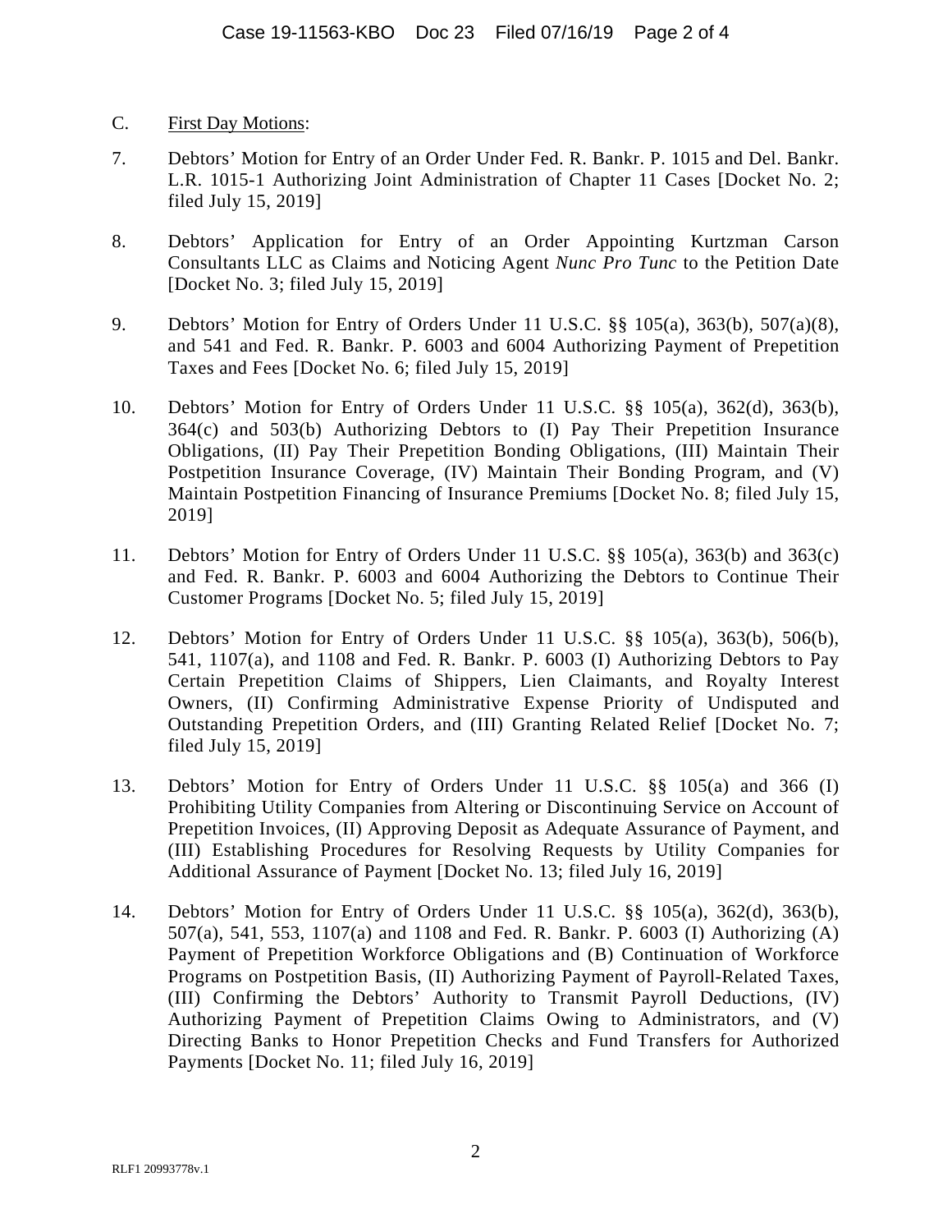C. First Day Motions:

7. Debtors' Motion for Entry of an Order Under Fed. R. Bankr. P. 1015 and Del. Bankr. L.R. 1015-1 Authorizing Joint Administration of Chapter 11 Cases [Docket No. 2; filed July 15, 2019]

8. Debtors' Application for Entry of an Order Appointing Kurtzman Carson Consultants LLC as Claims and Noticing Agent *Nunc Pro Tunc* to the Petition Date [Docket No. 3; filed July 15, 2019]

9. Debtors' Motion for Entry of Orders Under 11 U.S.C. §§ 105(a), 363(b), 507(a)(8), and 541 and Fed. R. Bankr. P. 6003 and 6004 Authorizing Payment of Prepetition Taxes and Fees [Docket No. 6; filed July 15, 2019]

10. Debtors' Motion for Entry of Orders Under 11 U.S.C. §§ 105(a), 362(d), 363(b), 364(c) and 503(b) Authorizing Debtors to (I) Pay Their Prepetition Insurance Obligations, (II) Pay Their Prepetition Bonding Obligations, (III) Maintain Their Postpetition Insurance Coverage, (IV) Maintain Their Bonding Program, and (V) Maintain Postpetition Financing of Insurance Premiums [Docket No. 8; filed July 15, 2019]

11. Debtors' Motion for Entry of Orders Under 11 U.S.C. §§ 105(a), 363(b) and 363(c) and Fed. R. Bankr. P. 6003 and 6004 Authorizing the Debtors to Continue Their Customer Programs [Docket No. 5; filed July 15, 2019]

12. Debtors' Motion for Entry of Orders Under 11 U.S.C. §§ 105(a), 363(b), 506(b), 541, 1107(a), and 1108 and Fed. R. Bankr. P. 6003 (I) Authorizing Debtors to Pay Certain Prepetition Claims of Shippers, Lien Claimants, and Royalty Interest Owners, (II) Confirming Administrative Expense Priority of Undisputed and Outstanding Prepetition Orders, and (III) Granting Related Relief [Docket No. 7; filed July 15, 2019]

13. Debtors' Motion for Entry of Orders Under 11 U.S.C. §§ 105(a) and 366 (I) Prohibiting Utility Companies from Altering or Discontinuing Service on Account of Prepetition Invoices, (II) Approving Deposit as Adequate Assurance of Payment, and (III) Establishing Procedures for Resolving Requests by Utility Companies for Additional Assurance of Payment [Docket No. 13; filed July 16, 2019]

14. Debtors' Motion for Entry of Orders Under 11 U.S.C. §§ 105(a), 362(d), 363(b), 507(a), 541, 553, 1107(a) and 1108 and Fed. R. Bankr. P. 6003 (I) Authorizing (A) Payment of Prepetition Workforce Obligations and (B) Continuation of Workforce Programs on Postpetition Basis, (II) Authorizing Payment of Payroll-Related Taxes, (III) Confirming the Debtors' Authority to Transmit Payroll Deductions, (IV) Authorizing Payment of Prepetition Claims Owing to Administrators, and (V) Directing Banks to Honor Prepetition Checks and Fund Transfers for Authorized Payments [Docket No. 11; filed July 16, 2019]

RLF1 20993778v.1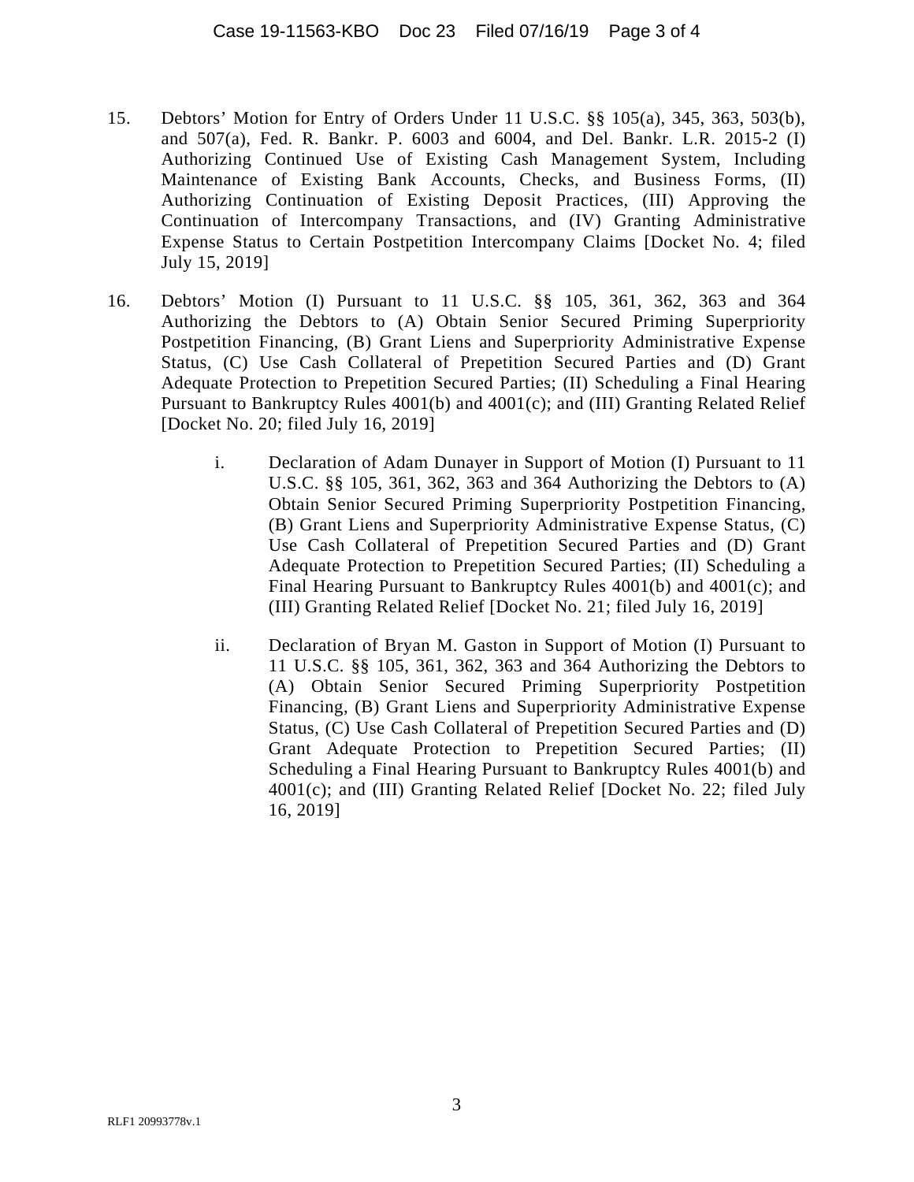15. Debtors' Motion for Entry of Orders Under 11 U.S.C. §§ 105(a), 345, 363, 503(b), and 507(a), Fed. R. Bankr. P. 6003 and 6004, and Del. Bankr. L.R. 2015-2 (I) Authorizing Continued Use of Existing Cash Management System, Including Maintenance of Existing Bank Accounts, Checks, and Business Forms, (II) Authorizing Continuation of Existing Deposit Practices, (III) Approving the Continuation of Intercompany Transactions, and (IV) Granting Administrative Expense Status to Certain Postpetition Intercompany Claims [Docket No. 4; filed July 15, 2019]

16. Debtors' Motion (I) Pursuant to 11 U.S.C. §§ 105, 361, 362, 363 and 364 Authorizing the Debtors to (A) Obtain Senior Secured Priming Superpriority Postpetition Financing, (B) Grant Liens and Superpriority Administrative Expense Status, (C) Use Cash Collateral of Prepetition Secured Parties and (D) Grant Adequate Protection to Prepetition Secured Parties; (II) Scheduling a Final Hearing Pursuant to Bankruptcy Rules 4001(b) and 4001(c); and (III) Granting Related Relief [Docket No. 20; filed July 16, 2019]

    i. Declaration of Adam Dunayer in Support of Motion (I) Pursuant to 11 U.S.C. §§ 105, 361, 362, 363 and 364 Authorizing the Debtors to (A) Obtain Senior Secured Priming Superpriority Postpetition Financing, (B) Grant Liens and Superpriority Administrative Expense Status, (C) Use Cash Collateral of Prepetition Secured Parties and (D) Grant Adequate Protection to Prepetition Secured Parties; (II) Scheduling a Final Hearing Pursuant to Bankruptcy Rules 4001(b) and 4001(c); and (III) Granting Related Relief [Docket No. 21; filed July 16, 2019]

    ii. Declaration of Bryan M. Gaston in Support of Motion (I) Pursuant to 11 U.S.C. §§ 105, 361, 362, 363 and 364 Authorizing the Debtors to (A) Obtain Senior Secured Priming Superpriority Postpetition Financing, (B) Grant Liens and Superpriority Administrative Expense Status, (C) Use Cash Collateral of Prepetition Secured Parties and (D) Grant Adequate Protection to Prepetition Secured Parties; (II) Scheduling a Final Hearing Pursuant to Bankruptcy Rules 4001(b) and 4001(c); and (III) Granting Related Relief [Docket No. 22; filed July 16, 2019]

RLF1 20993778v.1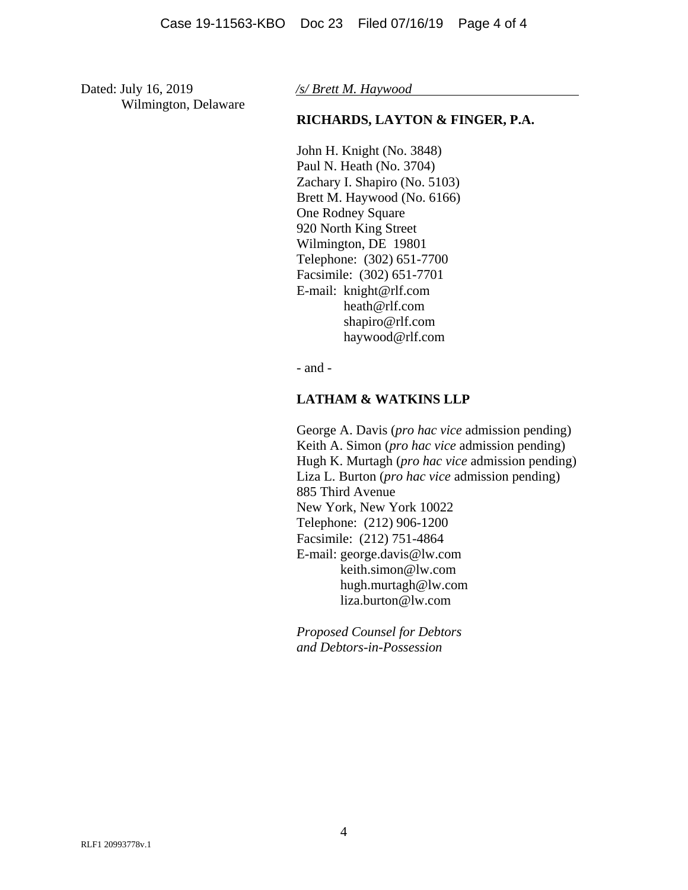Dated: July 16, 2019
Wilmington, Delaware

*/s/ Brett M. Haywood*

**RICHARDS, LAYTON & FINGER, P.A.**

John H. Knight (No. 3848)
Paul N. Heath (No. 3704)
Zachary I. Shapiro (No. 5103)
Brett M. Haywood (No. 6166)
One Rodney Square
920 North King Street
Wilmington, DE 19801
Telephone: (302) 651-7700
Facsimile: (302) 651-7701
E-mail: knight@rlf.com
heath@rlf.com
shapiro@rlf.com
haywood@rlf.com

- and -

**LATHAM & WATKINS LLP**

George A. Davis (*pro hac vice* admission pending)
Keith A. Simon (*pro hac vice* admission pending)
Hugh K. Murtagh (*pro hac vice* admission pending)
Liza L. Burton (*pro hac vice* admission pending)
885 Third Avenue
New York, New York 10022
Telephone: (212) 906-1200
Facsimile: (212) 751-4864
E-mail: george.davis@lw.com
keith.simon@lw.com
hugh.murtagh@lw.com
liza.burton@lw.com

*Proposed Counsel for Debtors and Debtors-in-Possession*

RLF1 20993778v.1